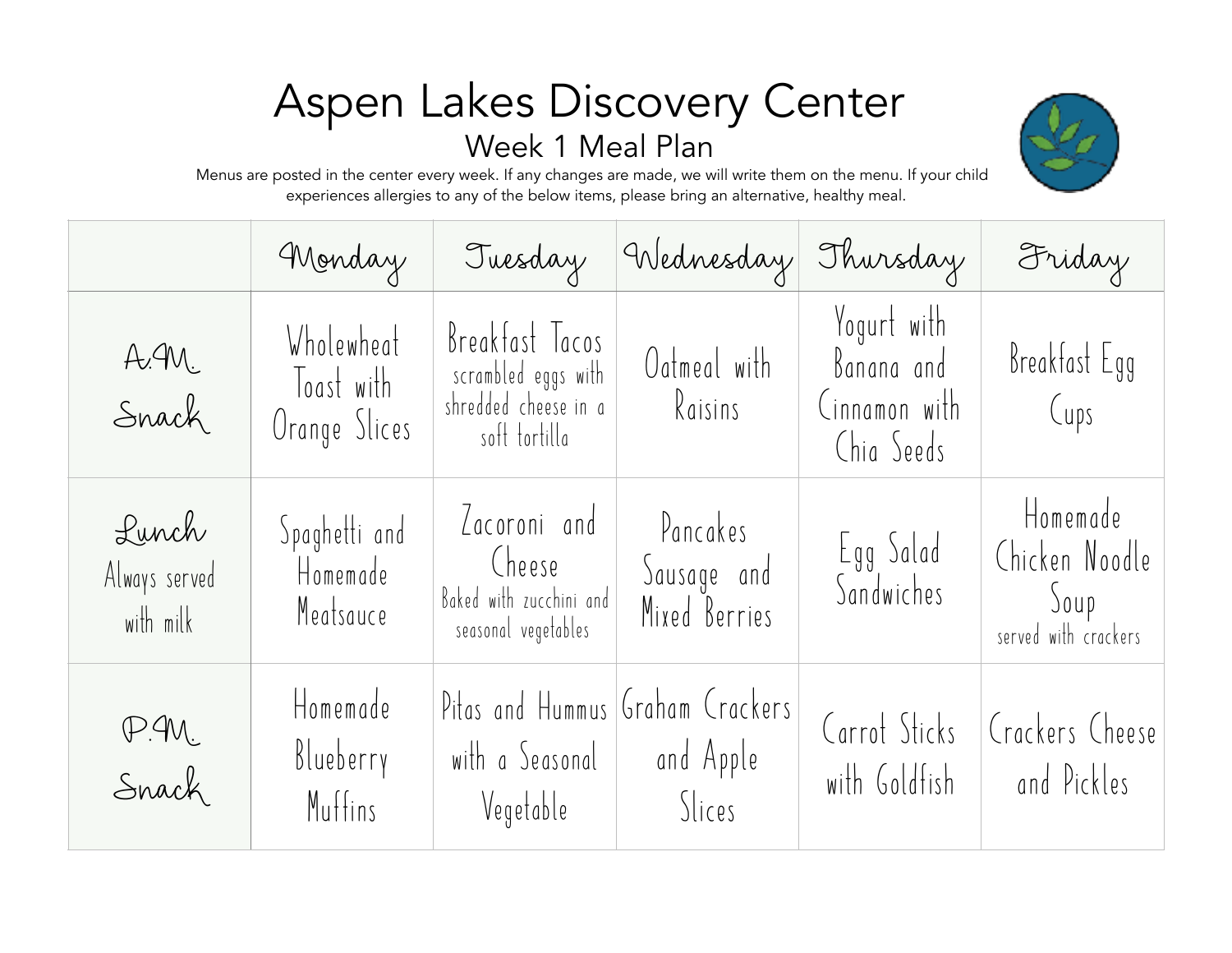# Aspen Lakes Discovery Center

## Week 1 Meal Plan

Menus are posted in the center every week. If any changes are made, we will write them on the menu. If your child experiences allergies to any of the below items, please bring an alternative, healthy meal.

| | Monday | Tuesday | Wednesday | Thursday | Friday |
|---|---|---|---|---|---|
| A.M. Snack | Wholewheat Toast with Orange Slices | Breakfast Tacos<br>scrambled eggs with shredded cheese in a soft tortilla | Oatmeal with Raisins | Yogurt with Banana and Cinnamon with Chia Seeds | Breakfast Egg Cups |
| Lunch<br>Always served with milk | Spaghetti and Homemade Meatsauce | Zacoroni and Cheese<br>Baked with zucchini and seasonal vegetables | Pancakes Sausage and Mixed Berries | Egg Salad Sandwiches | Homemade Chicken Noodle Soup<br>served with crackers |
| P.M. Snack | Homemade Blueberry Muffins | Pitas and Hummus with a Seasonal Vegetable | Graham Crackers and Apple Slices | Carrot Sticks with Goldfish | Crackers Cheese and Pickles |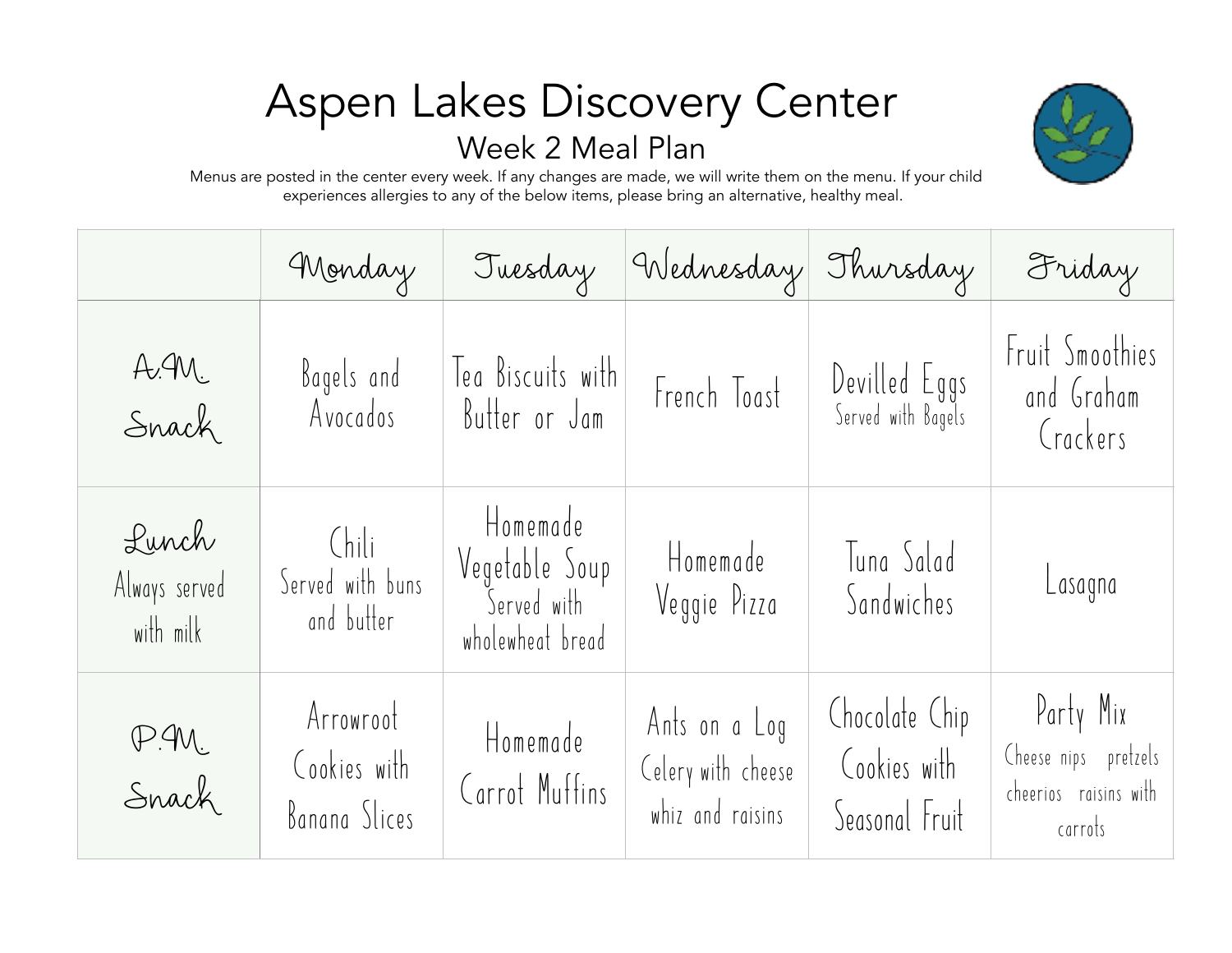# Aspen Lakes Discovery Center

## Week 2 Meal Plan

Menus are posted in the center every week. If any changes are made, we will write them on the menu. If your child experiences allergies to any of the below items, please bring an alternative, healthy meal.

| | Monday | Tuesday | Wednesday | Thursday | Friday |
|---|---|---|---|---|---|
| A.M. Snack | Bagels and Avocados | Tea Biscuits with Butter or Jam | French Toast | Devilled Eggs Served with Bagels | Fruit Smoothies and Graham Crackers |
| Lunch Always served with milk | Chili Served with buns and butter | Homemade Vegetable Soup Served with wholewheat bread | Homemade Veggie Pizza | Tuna Salad Sandwiches | Lasagna |
| P.M. Snack | Arrowroot Cookies with Banana Slices | Homemade Carrot Muffins | Ants on a Log Celery with cheese whiz and raisins | Chocolate Chip Cookies with Seasonal Fruit | Party Mix Cheese nips pretzels cheerios raisins with carrots |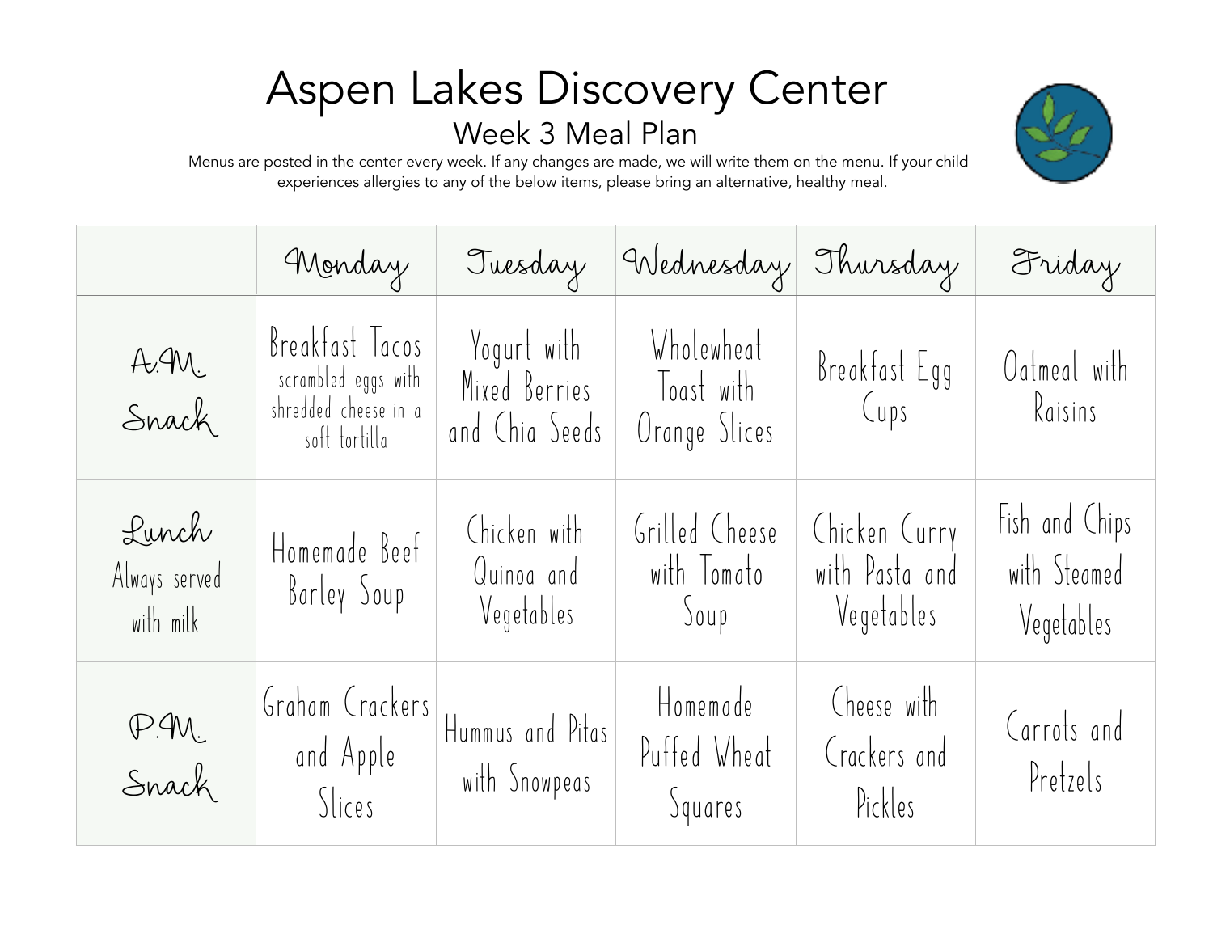# Aspen Lakes Discovery Center

## Week 3 Meal Plan

Menus are posted in the center every week. If any changes are made, we will write them on the menu. If your child experiences allergies to any of the below items, please bring an alternative, healthy meal.

| | Monday | Tuesday | Wednesday | Thursday | Friday |
|---|---|---|---|---|---|
| A.M. Snack | Breakfast Tacos scrambled eggs with shredded cheese in a soft tortilla | Yogurt with Mixed Berries and Chia Seeds | Wholewheat Toast with Orange Slices | Breakfast Egg Cups | Oatmeal with Raisins |
| Lunch Always served with milk | Homemade Beef Barley Soup | Chicken with Quinoa and Vegetables | Grilled Cheese with Tomato Soup | Chicken Curry with Pasta and Vegetables | Fish and Chips with Steamed Vegetables |
| P.M. Snack | Graham Crackers and Apple Slices | Hummus and Pitas with Snowpeas | Homemade Puffed Wheat Squares | Cheese with Crackers and Pickles | Carrots and Pretzels |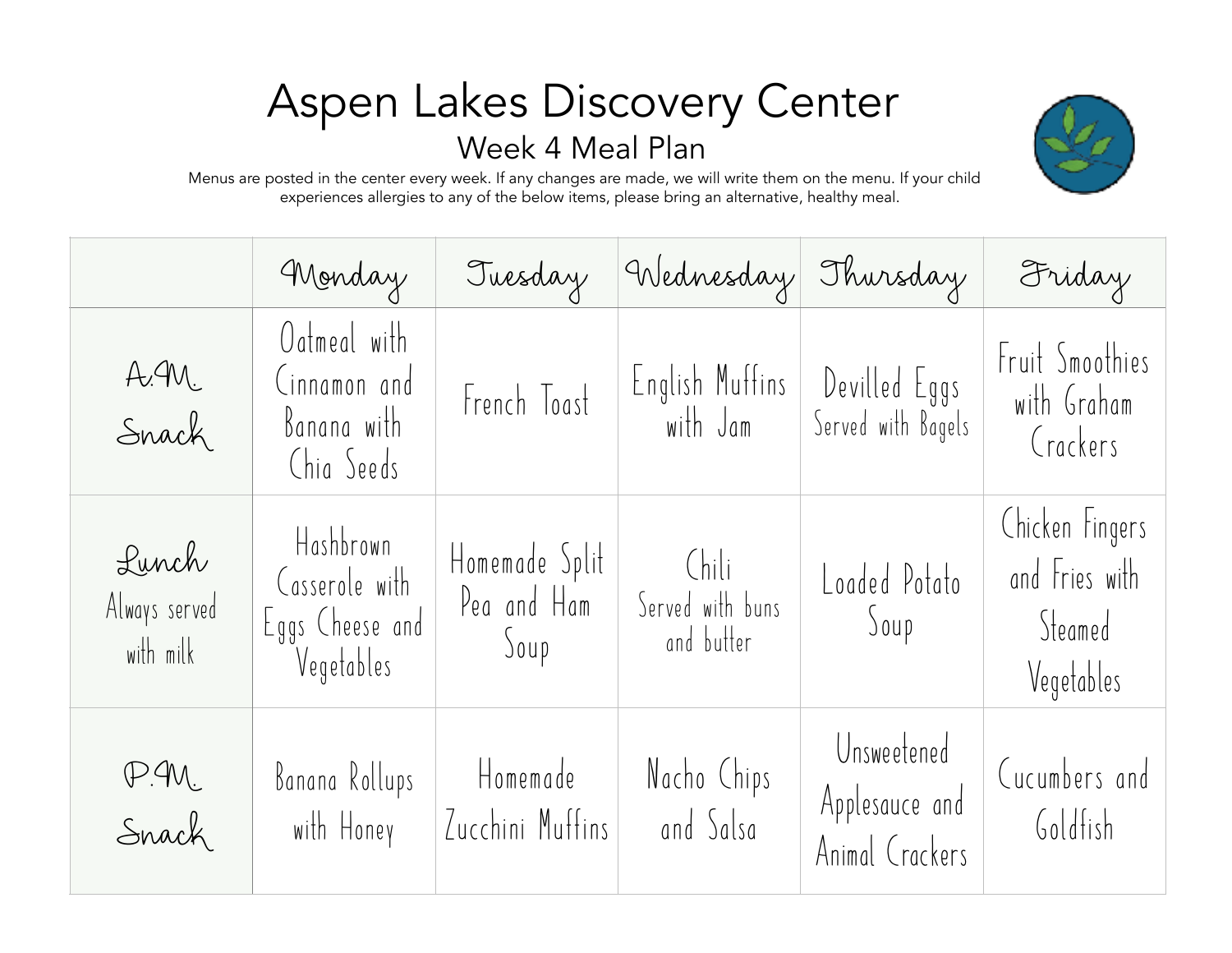# Aspen Lakes Discovery Center

## Week 4 Meal Plan

Menus are posted in the center every week. If any changes are made, we will write them on the menu. If your child experiences allergies to any of the below items, please bring an alternative, healthy meal.

| | Monday | Tuesday | Wednesday | Thursday | Friday |
|---|---|---|---|---|---|
| A.M. Snack | Oatmeal with Cinnamon and Banana with Chia Seeds | French Toast | English Muffins with Jam | Devilled Eggs Served with Bagels | Fruit Smoothies with Graham Crackers |
| Lunch Always served with milk | Hashbrown Casserole with Eggs Cheese and Vegetables | Homemade Split Pea and Ham Soup | Chili Served with buns and butter | Loaded Potato Soup | Chicken Fingers and Fries with Steamed Vegetables |
| P.M. Snack | Banana Rollups with Honey | Homemade Zucchini Muffins | Nacho Chips and Salsa | Unsweetened Applesauce and Animal Crackers | Cucumbers and Goldfish |